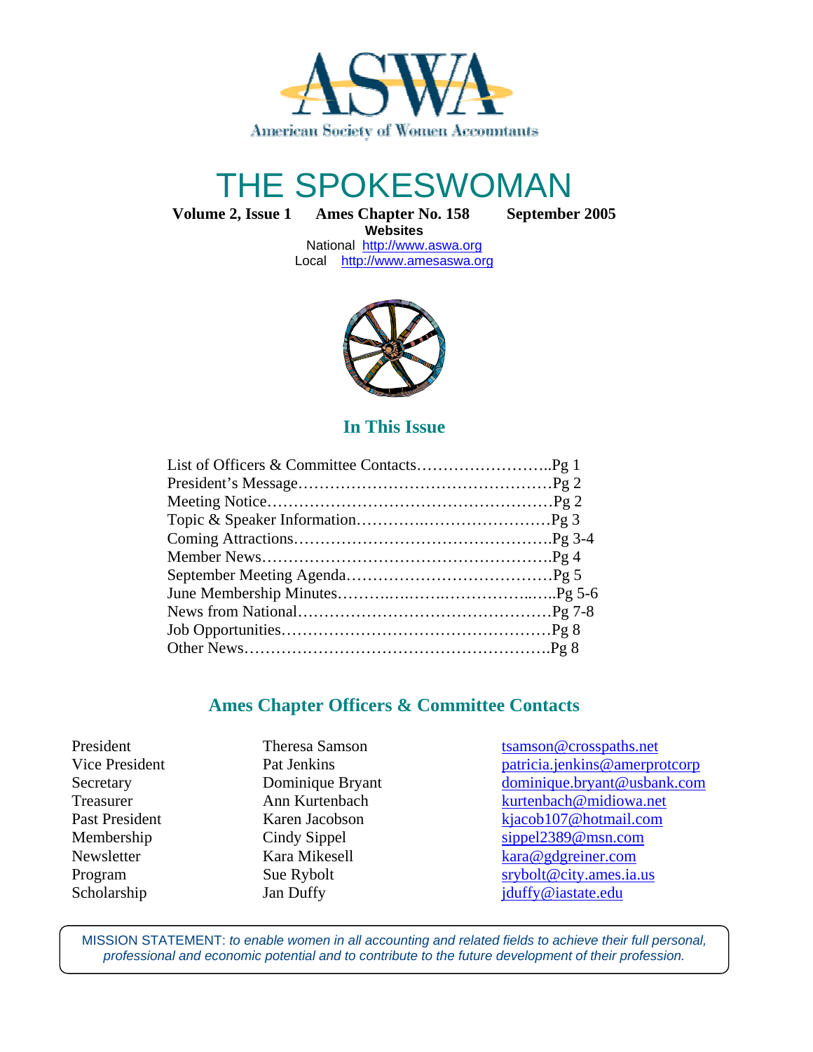ASWA

American Society of Women Accountants

# THE SPOKESWOMAN

**Volume 2, Issue 1 Ames Chapter No. 158 September 2005**

**Websites**

National http://www.aswa.org

Local http://www.amesaswa.org

## In This Issue

List of Officers & Committee Contacts……………………..Pg 1
President's Message…………………………………………Pg 2
Meeting Notice………………………………………………Pg 2
Topic & Speaker Information……….……………………Pg 3
Coming Attractions………………………………………….Pg 3-4
Member News……………………………………………….Pg 4
September Meeting Agenda…………………………………Pg 5
June Membership Minutes……….……….……………..…..Pg 5-6
News from National…………………………………………Pg 7-8
Job Opportunities……………………………………………Pg 8
Other News………………………………………………….Pg 8

## Ames Chapter Officers & Committee Contacts

| | | |
|---|---|---|
| President | Theresa Samson | tsamson@crosspaths.net |
| Vice President | Pat Jenkins | patricia.jenkins@amerprotcorp |
| Secretary | Dominique Bryant | dominique.bryant@usbank.com |
| Treasurer | Ann Kurtenbach | kurtenbach@midiowa.net |
| Past President | Karen Jacobson | kjacob107@hotmail.com |
| Membership | Cindy Sippel | sippel2389@msn.com |
| Newsletter | Kara Mikesell | kara@gdgreiner.com |
| Program | Sue Rybolt | srybolt@city.ames.ia.us |
| Scholarship | Jan Duffy | jduffy@iastate.edu |

MISSION STATEMENT: *to enable women in all accounting and related fields to achieve their full personal, professional and economic potential and to contribute to the future development of their profession.*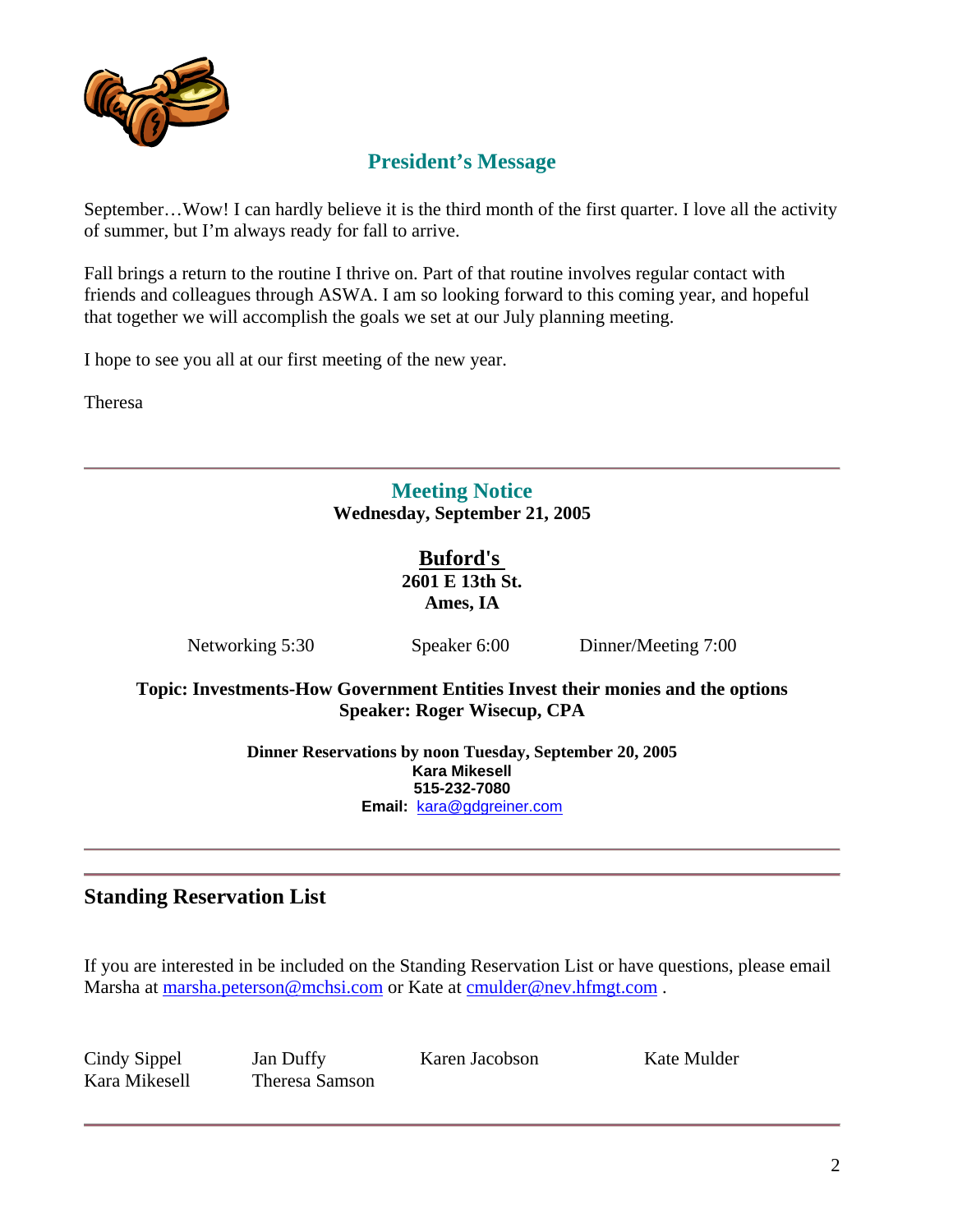## President's Message

September…Wow! I can hardly believe it is the third month of the first quarter. I love all the activity of summer, but I'm always ready for fall to arrive.

Fall brings a return to the routine I thrive on. Part of that routine involves regular contact with friends and colleagues through ASWA. I am so looking forward to this coming year, and hopeful that together we will accomplish the goals we set at our July planning meeting.

I hope to see you all at our first meeting of the new year.

Theresa

---

## Meeting Notice

**Wednesday, September 21, 2005**

**Buford's**
**2601 E 13th St.**
**Ames, IA**

Networking 5:30 Speaker 6:00 Dinner/Meeting 7:00

**Topic: Investments-How Government Entities Invest their monies and the options**
**Speaker: Roger Wisecup, CPA**

**Dinner Reservations by noon Tuesday, September 20, 2005**
**Kara Mikesell**
**515-232-7080**
**Email:** kara@gdgreiner.com

---

## Standing Reservation List

If you are interested in be included on the Standing Reservation List or have questions, please email Marsha at marsha.peterson@mchsi.com or Kate at cmulder@nev.hfmgt.com .

| | | | |
|---|---|---|---|
| Cindy Sippel | Jan Duffy | Karen Jacobson | Kate Mulder |
| Kara Mikesell | Theresa Samson | | |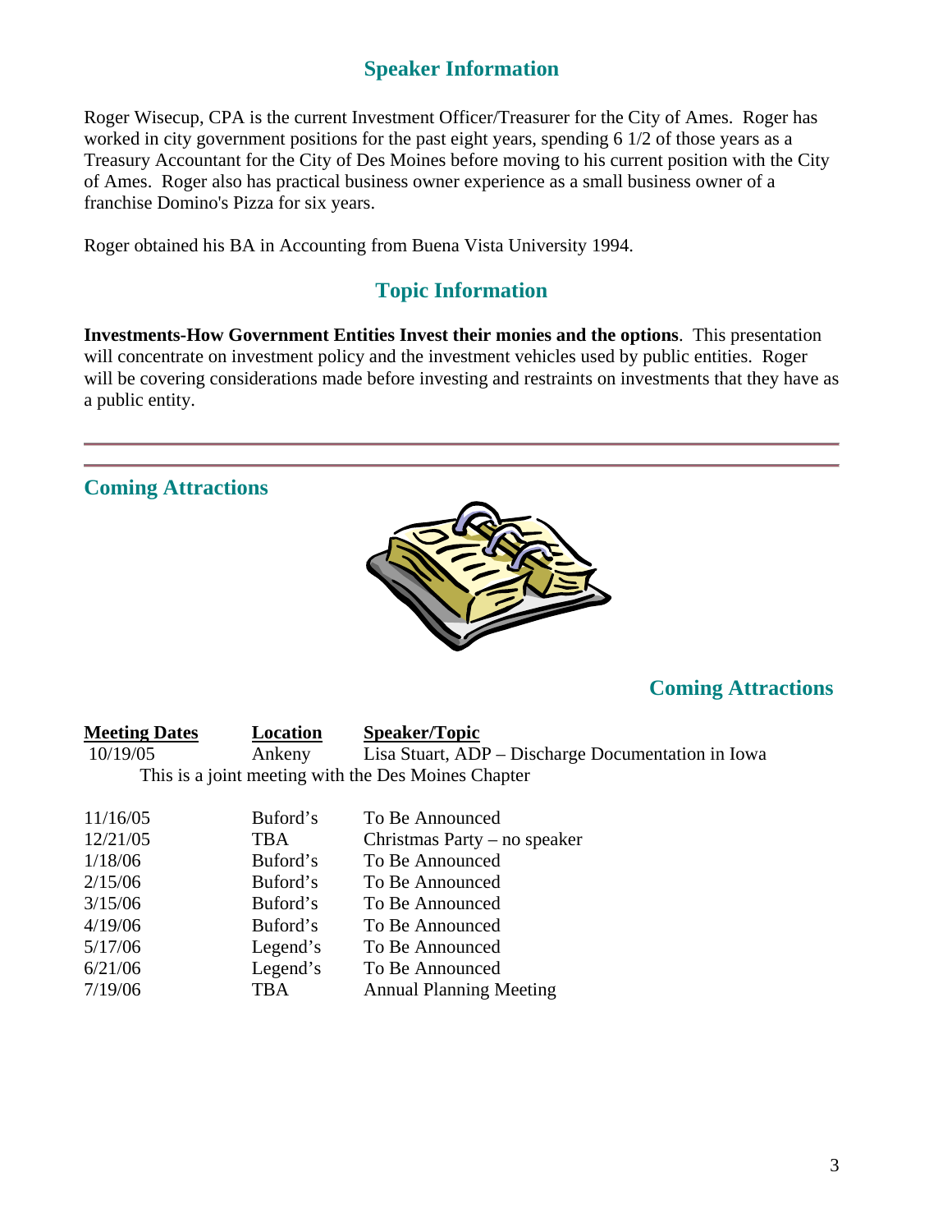## Speaker Information

Roger Wisecup, CPA is the current Investment Officer/Treasurer for the City of Ames. Roger has worked in city government positions for the past eight years, spending 6 1/2 of those years as a Treasury Accountant for the City of Des Moines before moving to his current position with the City of Ames. Roger also has practical business owner experience as a small business owner of a franchise Domino's Pizza for six years.

Roger obtained his BA in Accounting from Buena Vista University 1994.

## Topic Information

**Investments-How Government Entities Invest their monies and the options**. This presentation will concentrate on investment policy and the investment vehicles used by public entities. Roger will be covering considerations made before investing and restraints on investments that they have as a public entity.

---

## Coming Attractions

## Coming Attractions

| Meeting Dates | Location | Speaker/Topic |
|---|---|---|
| 10/19/05 | Ankeny | Lisa Stuart, ADP – Discharge Documentation in Iowa |
| | | This is a joint meeting with the Des Moines Chapter |
| 11/16/05 | Buford's | To Be Announced |
| 12/21/05 | TBA | Christmas Party – no speaker |
| 1/18/06 | Buford's | To Be Announced |
| 2/15/06 | Buford's | To Be Announced |
| 3/15/06 | Buford's | To Be Announced |
| 4/19/06 | Buford's | To Be Announced |
| 5/17/06 | Legend's | To Be Announced |
| 6/21/06 | Legend's | To Be Announced |
| 7/19/06 | TBA | Annual Planning Meeting |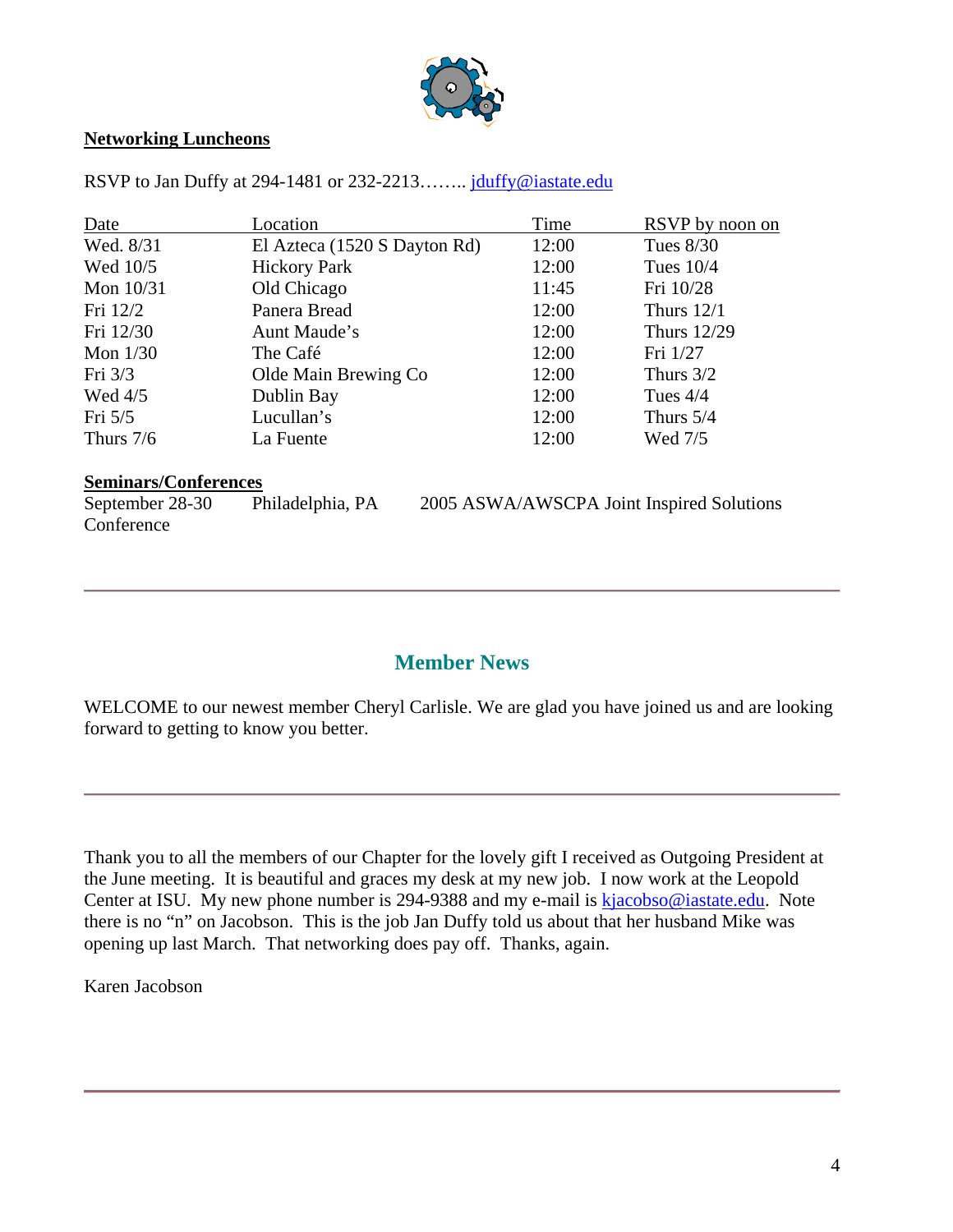## Networking Luncheons

RSVP to Jan Duffy at 294-1481 or 232-2213…….. jduffy@iastate.edu

| Date | Location | Time | RSVP by noon on |
|---|---|---|---|
| Wed. 8/31 | El Azteca (1520 S Dayton Rd) | 12:00 | Tues 8/30 |
| Wed 10/5 | Hickory Park | 12:00 | Tues 10/4 |
| Mon 10/31 | Old Chicago | 11:45 | Fri 10/28 |
| Fri 12/2 | Panera Bread | 12:00 | Thurs 12/1 |
| Fri 12/30 | Aunt Maude's | 12:00 | Thurs 12/29 |
| Mon 1/30 | The Café | 12:00 | Fri 1/27 |
| Fri 3/3 | Olde Main Brewing Co | 12:00 | Thurs 3/2 |
| Wed 4/5 | Dublin Bay | 12:00 | Tues 4/4 |
| Fri 5/5 | Lucullan's | 12:00 | Thurs 5/4 |
| Thurs 7/6 | La Fuente | 12:00 | Wed 7/5 |

## Seminars/Conferences

September 28-30 Philadelphia, PA 2005 ASWA/AWSCPA Joint Inspired Solutions Conference

---

## Member News

WELCOME to our newest member Cheryl Carlisle. We are glad you have joined us and are looking forward to getting to know you better.

---

Thank you to all the members of our Chapter for the lovely gift I received as Outgoing President at the June meeting. It is beautiful and graces my desk at my new job. I now work at the Leopold Center at ISU. My new phone number is 294-9388 and my e-mail is kjacobso@iastate.edu. Note there is no "n" on Jacobson. This is the job Jan Duffy told us about that her husband Mike was opening up last March. That networking does pay off. Thanks, again.

Karen Jacobson

---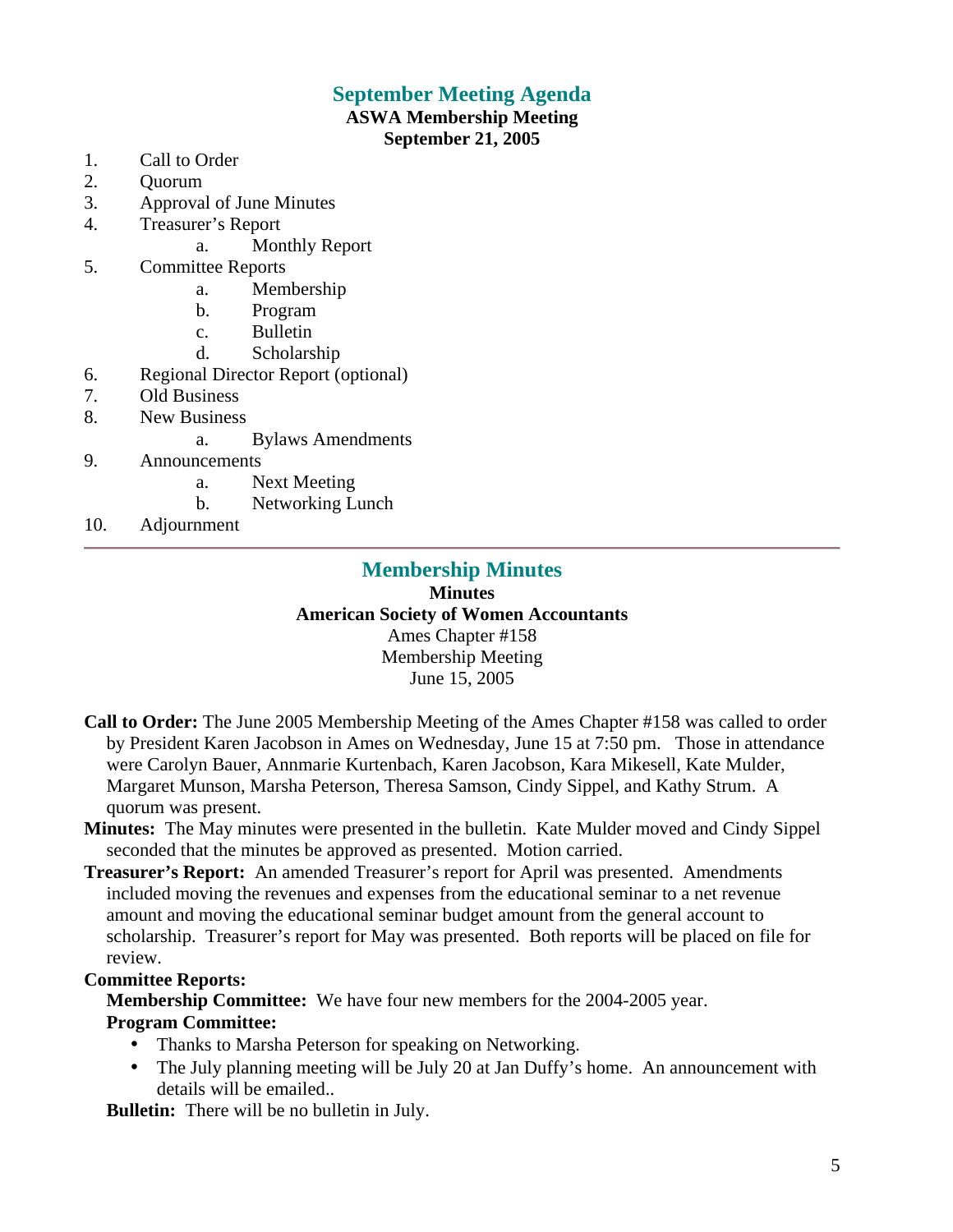## September Meeting Agenda

**ASWA Membership Meeting**
**September 21, 2005**

1. Call to Order
2. Quorum
3. Approval of June Minutes
4. Treasurer's Report
   a. Monthly Report
5. Committee Reports
   a. Membership
   b. Program
   c. Bulletin
   d. Scholarship
6. Regional Director Report (optional)
7. Old Business
8. New Business
   a. Bylaws Amendments
9. Announcements
   a. Next Meeting
   b. Networking Lunch
10. Adjournment

---

## Membership Minutes

**Minutes**
**American Society of Women Accountants**
Ames Chapter #158
Membership Meeting
June 15, 2005

**Call to Order:** The June 2005 Membership Meeting of the Ames Chapter #158 was called to order by President Karen Jacobson in Ames on Wednesday, June 15 at 7:50 pm. Those in attendance were Carolyn Bauer, Annmarie Kurtenbach, Karen Jacobson, Kara Mikesell, Kate Mulder, Margaret Munson, Marsha Peterson, Theresa Samson, Cindy Sippel, and Kathy Strum. A quorum was present.

**Minutes:** The May minutes were presented in the bulletin. Kate Mulder moved and Cindy Sippel seconded that the minutes be approved as presented. Motion carried.

**Treasurer's Report:** An amended Treasurer's report for April was presented. Amendments included moving the revenues and expenses from the educational seminar to a net revenue amount and moving the educational seminar budget amount from the general account to scholarship. Treasurer's report for May was presented. Both reports will be placed on file for review.

**Committee Reports:**

**Membership Committee:** We have four new members for the 2004-2005 year.

**Program Committee:**

- Thanks to Marsha Peterson for speaking on Networking.
- The July planning meeting will be July 20 at Jan Duffy's home. An announcement with details will be emailed..

**Bulletin:** There will be no bulletin in July.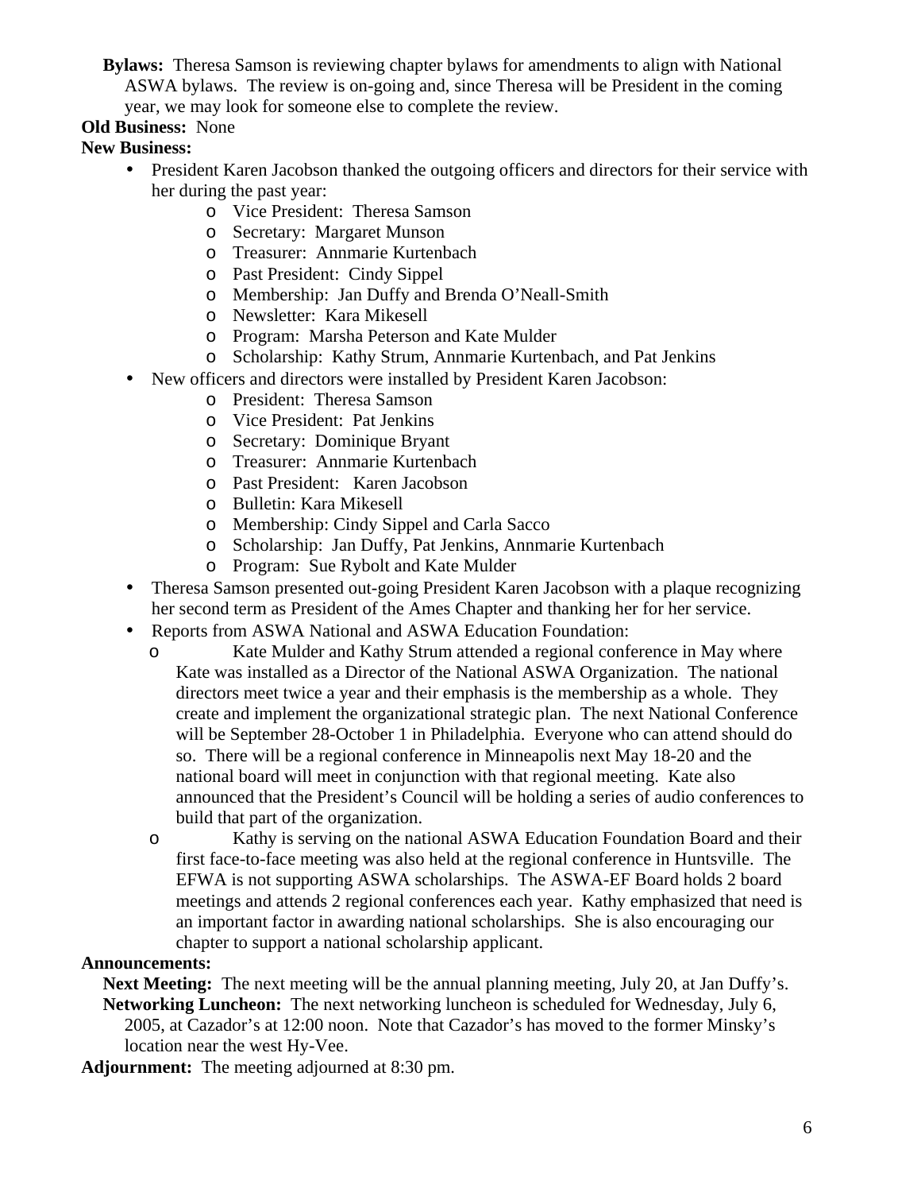**Bylaws:** Theresa Samson is reviewing chapter bylaws for amendments to align with National ASWA bylaws. The review is on-going and, since Theresa will be President in the coming year, we may look for someone else to complete the review.

**Old Business:** None

**New Business:**

- President Karen Jacobson thanked the outgoing officers and directors for their service with her during the past year:
  - Vice President: Theresa Samson
  - Secretary: Margaret Munson
  - Treasurer: Annmarie Kurtenbach
  - Past President: Cindy Sippel
  - Membership: Jan Duffy and Brenda O'Neall-Smith
  - Newsletter: Kara Mikesell
  - Program: Marsha Peterson and Kate Mulder
  - Scholarship: Kathy Strum, Annmarie Kurtenbach, and Pat Jenkins
- New officers and directors were installed by President Karen Jacobson:
  - President: Theresa Samson
  - Vice President: Pat Jenkins
  - Secretary: Dominique Bryant
  - Treasurer: Annmarie Kurtenbach
  - Past President: Karen Jacobson
  - Bulletin: Kara Mikesell
  - Membership: Cindy Sippel and Carla Sacco
  - Scholarship: Jan Duffy, Pat Jenkins, Annmarie Kurtenbach
  - Program: Sue Rybolt and Kate Mulder
- Theresa Samson presented out-going President Karen Jacobson with a plaque recognizing her second term as President of the Ames Chapter and thanking her for her service.
- Reports from ASWA National and ASWA Education Foundation:
  - Kate Mulder and Kathy Strum attended a regional conference in May where Kate was installed as a Director of the National ASWA Organization. The national directors meet twice a year and their emphasis is the membership as a whole. They create and implement the organizational strategic plan. The next National Conference will be September 28-October 1 in Philadelphia. Everyone who can attend should do so. There will be a regional conference in Minneapolis next May 18-20 and the national board will meet in conjunction with that regional meeting. Kate also announced that the President's Council will be holding a series of audio conferences to build that part of the organization.
  - Kathy is serving on the national ASWA Education Foundation Board and their first face-to-face meeting was also held at the regional conference in Huntsville. The EFWA is not supporting ASWA scholarships. The ASWA-EF Board holds 2 board meetings and attends 2 regional conferences each year. Kathy emphasized that need is an important factor in awarding national scholarships. She is also encouraging our chapter to support a national scholarship applicant.

**Announcements:**

**Next Meeting:** The next meeting will be the annual planning meeting, July 20, at Jan Duffy's.

**Networking Luncheon:** The next networking luncheon is scheduled for Wednesday, July 6, 2005, at Cazador's at 12:00 noon. Note that Cazador's has moved to the former Minsky's location near the west Hy-Vee.

**Adjournment:** The meeting adjourned at 8:30 pm.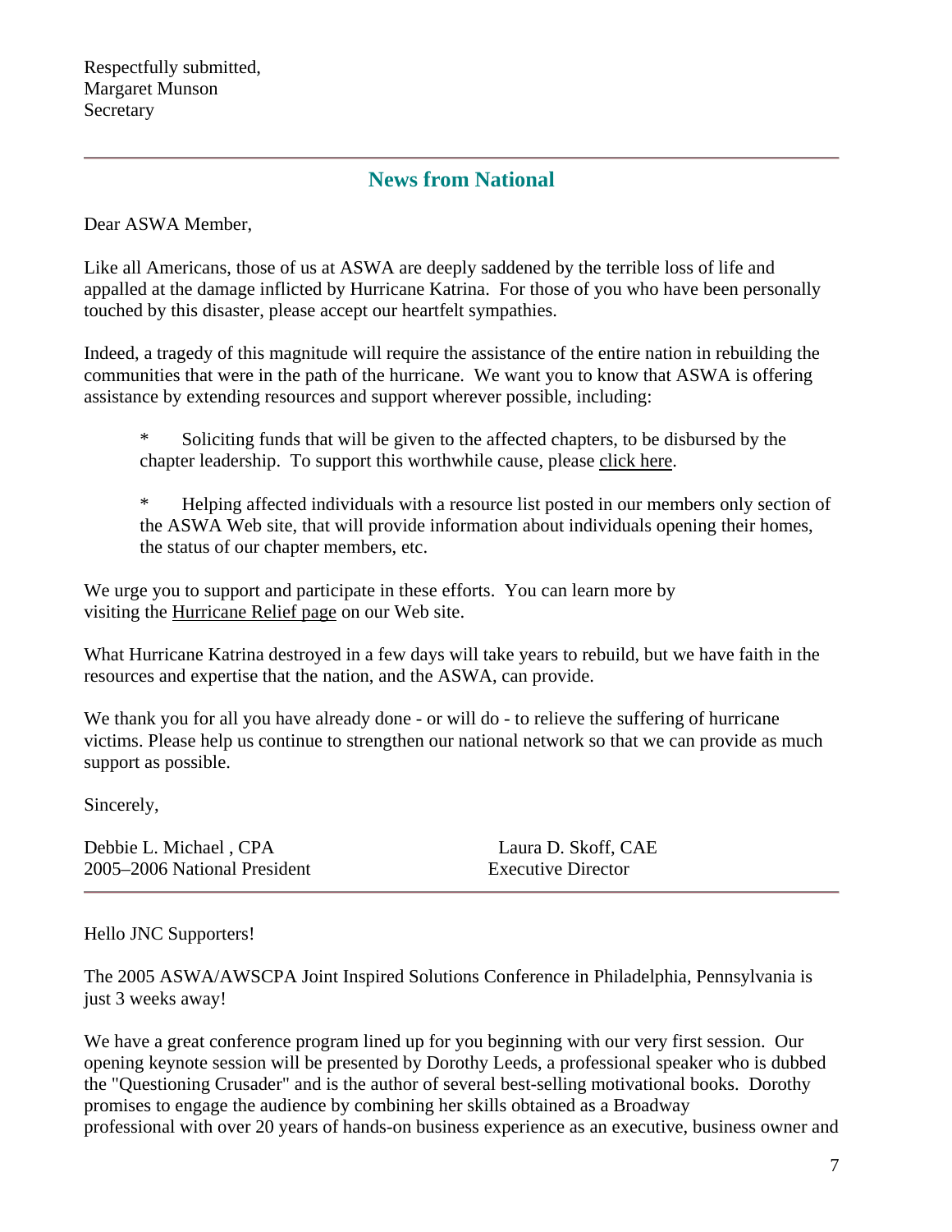Respectfully submitted,
Margaret Munson
Secretary

---

## News from National

Dear ASWA Member,

Like all Americans, those of us at ASWA are deeply saddened by the terrible loss of life and appalled at the damage inflicted by Hurricane Katrina. For those of you who have been personally touched by this disaster, please accept our heartfelt sympathies.

Indeed, a tragedy of this magnitude will require the assistance of the entire nation in rebuilding the communities that were in the path of the hurricane. We want you to know that ASWA is offering assistance by extending resources and support wherever possible, including:

* Soliciting funds that will be given to the affected chapters, to be disbursed by the chapter leadership. To support this worthwhile cause, please click here.

* Helping affected individuals with a resource list posted in our members only section of the ASWA Web site, that will provide information about individuals opening their homes, the status of our chapter members, etc.

We urge you to support and participate in these efforts. You can learn more by visiting the Hurricane Relief page on our Web site.

What Hurricane Katrina destroyed in a few days will take years to rebuild, but we have faith in the resources and expertise that the nation, and the ASWA, can provide.

We thank you for all you have already done - or will do - to relieve the suffering of hurricane victims. Please help us continue to strengthen our national network so that we can provide as much support as possible.

Sincerely,

Debbie L. Michael , CPA
2005–2006 National President

Laura D. Skoff, CAE
Executive Director

---

Hello JNC Supporters!

The 2005 ASWA/AWSCPA Joint Inspired Solutions Conference in Philadelphia, Pennsylvania is just 3 weeks away!

We have a great conference program lined up for you beginning with our very first session. Our opening keynote session will be presented by Dorothy Leeds, a professional speaker who is dubbed the "Questioning Crusader" and is the author of several best-selling motivational books. Dorothy promises to engage the audience by combining her skills obtained as a Broadway professional with over 20 years of hands-on business experience as an executive, business owner and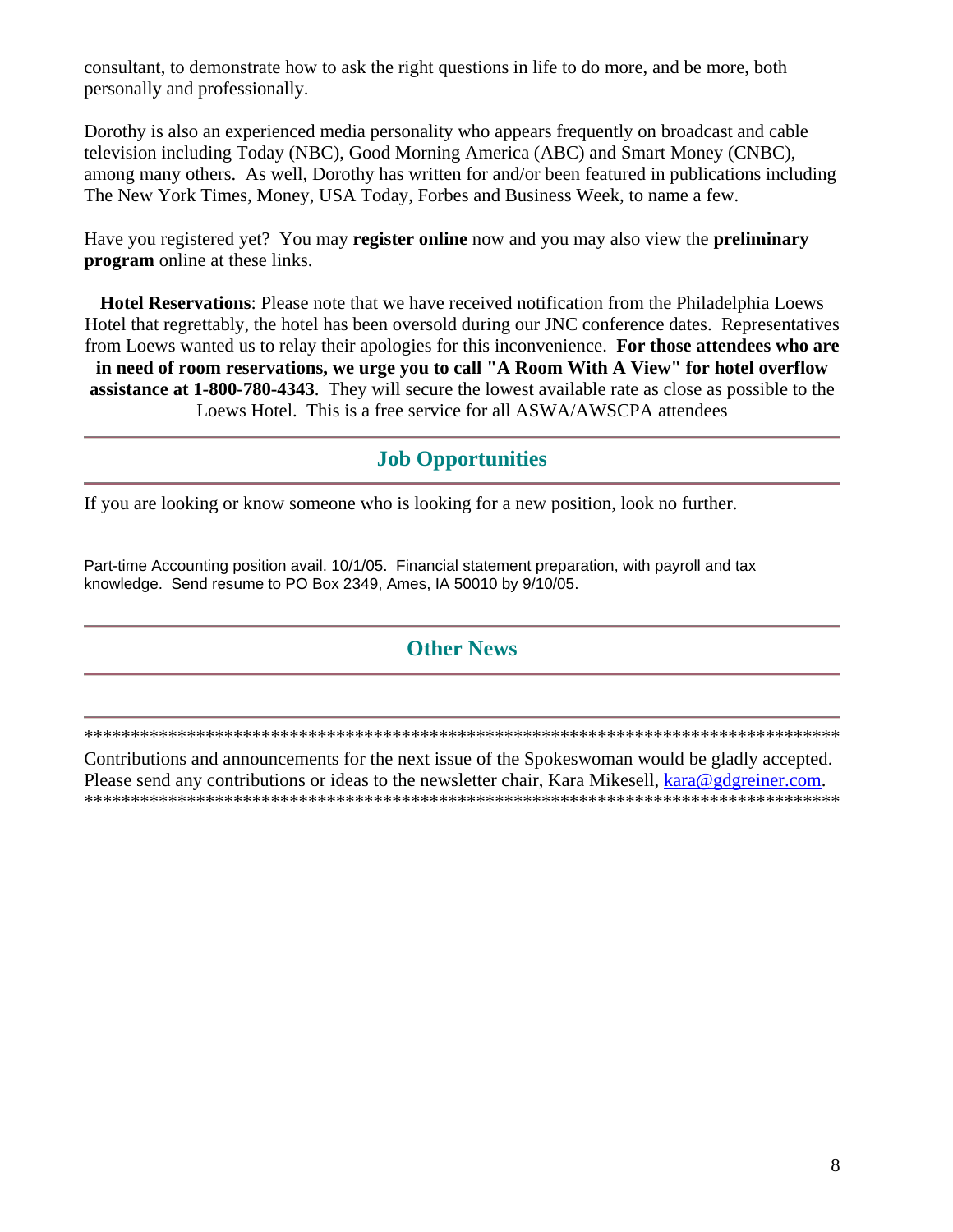consultant, to demonstrate how to ask the right questions in life to do more, and be more, both personally and professionally.

Dorothy is also an experienced media personality who appears frequently on broadcast and cable television including Today (NBC), Good Morning America (ABC) and Smart Money (CNBC), among many others. As well, Dorothy has written for and/or been featured in publications including The New York Times, Money, USA Today, Forbes and Business Week, to name a few.

Have you registered yet? You may **register online** now and you may also view the **preliminary program** online at these links.

**Hotel Reservations**: Please note that we have received notification from the Philadelphia Loews Hotel that regrettably, the hotel has been oversold during our JNC conference dates. Representatives from Loews wanted us to relay their apologies for this inconvenience. **For those attendees who are in need of room reservations, we urge you to call "A Room With A View" for hotel overflow assistance at 1-800-780-4343**. They will secure the lowest available rate as close as possible to the Loews Hotel. This is a free service for all ASWA/AWSCPA attendees

---

## Job Opportunities

---

If you are looking or know someone who is looking for a new position, look no further.

Part-time Accounting position avail. 10/1/05. Financial statement preparation, with payroll and tax knowledge. Send resume to PO Box 2349, Ames, IA 50010 by 9/10/05.

---

## Other News

---

---

************************************************************************************

Contributions and announcements for the next issue of the Spokeswoman would be gladly accepted. Please send any contributions or ideas to the newsletter chair, Kara Mikesell, kara@gdgreiner.com.

************************************************************************************